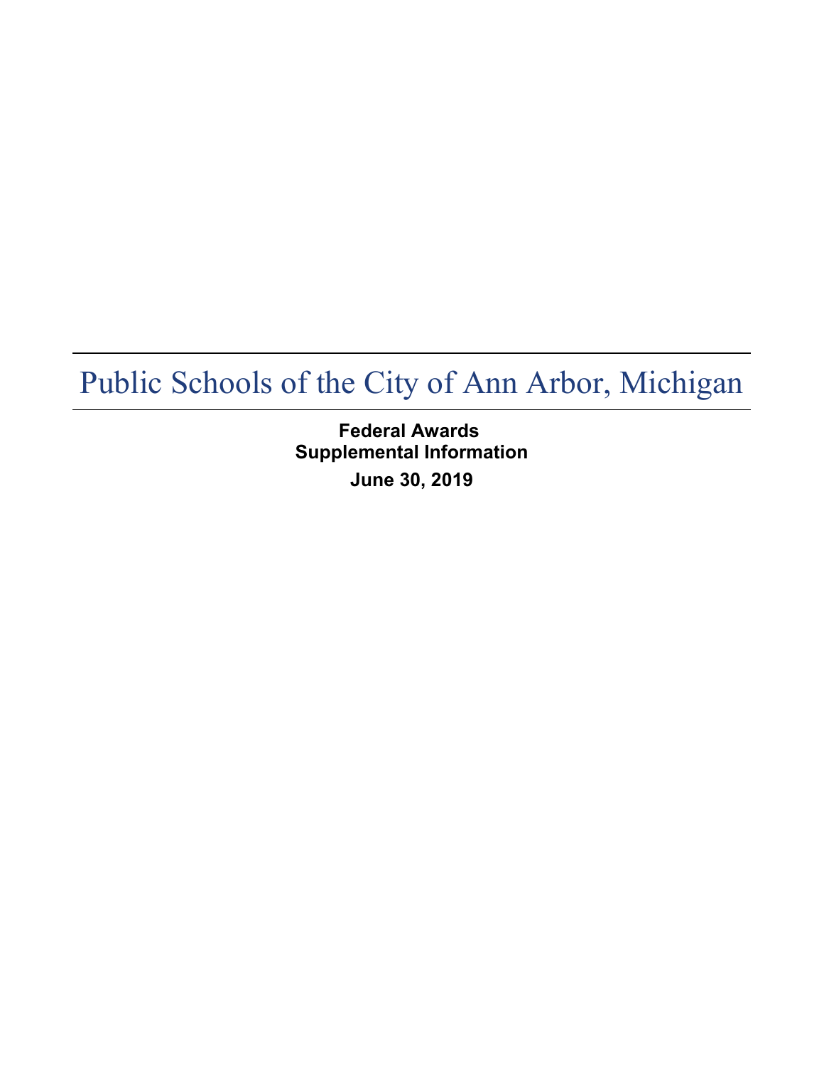# Public Schools of the City of Ann Arbor, Michigan

**Federal Awards**
**Supplemental Information**

**June 30, 2019**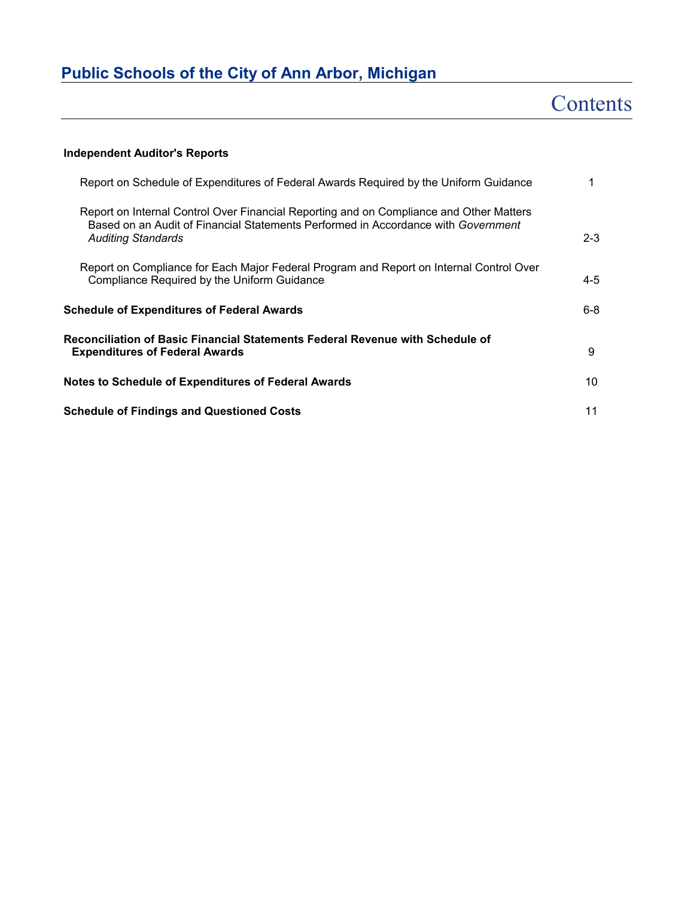# Public Schools of the City of Ann Arbor, Michigan

## Contents

| | |
|---|---|
| **Independent Auditor's Reports** | |
| Report on Schedule of Expenditures of Federal Awards Required by the Uniform Guidance | 1 |
| Report on Internal Control Over Financial Reporting and on Compliance and Other Matters Based on an Audit of Financial Statements Performed in Accordance with *Government Auditing Standards* | 2-3 |
| Report on Compliance for Each Major Federal Program and Report on Internal Control Over Compliance Required by the Uniform Guidance | 4-5 |
| **Schedule of Expenditures of Federal Awards** | 6-8 |
| **Reconciliation of Basic Financial Statements Federal Revenue with Schedule of Expenditures of Federal Awards** | 9 |
| **Notes to Schedule of Expenditures of Federal Awards** | 10 |
| **Schedule of Findings and Questioned Costs** | 11 |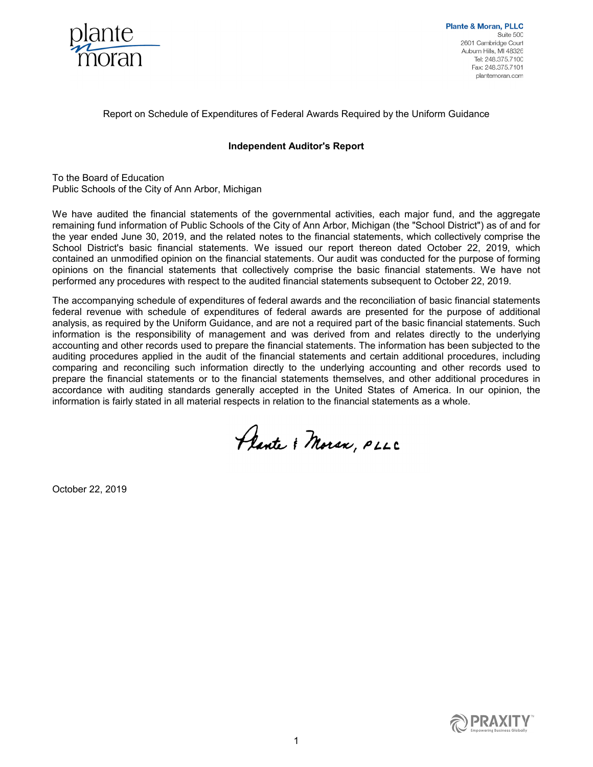Plante & Moran, PLLC
Suite 500
2601 Cambridge Court
Auburn Hills, MI 48326
Tel: 248.375.7100
Fax: 248.375.7101
plantemoran.com

Report on Schedule of Expenditures of Federal Awards Required by the Uniform Guidance

## Independent Auditor's Report

To the Board of Education
Public Schools of the City of Ann Arbor, Michigan

We have audited the financial statements of the governmental activities, each major fund, and the aggregate remaining fund information of Public Schools of the City of Ann Arbor, Michigan (the "School District") as of and for the year ended June 30, 2019, and the related notes to the financial statements, which collectively comprise the School District's basic financial statements. We issued our report thereon dated October 22, 2019, which contained an unmodified opinion on the financial statements. Our audit was conducted for the purpose of forming opinions on the financial statements that collectively comprise the basic financial statements. We have not performed any procedures with respect to the audited financial statements subsequent to October 22, 2019.

The accompanying schedule of expenditures of federal awards and the reconciliation of basic financial statements federal revenue with schedule of expenditures of federal awards are presented for the purpose of additional analysis, as required by the Uniform Guidance, and are not a required part of the basic financial statements. Such information is the responsibility of management and was derived from and relates directly to the underlying accounting and other records used to prepare the financial statements. The information has been subjected to the auditing procedures applied in the audit of the financial statements and certain additional procedures, including comparing and reconciling such information directly to the underlying accounting and other records used to prepare the financial statements or to the financial statements themselves, and other additional procedures in accordance with auditing standards generally accepted in the United States of America. In our opinion, the information is fairly stated in all material respects in relation to the financial statements as a whole.

Plante & Moran, PLLC

October 22, 2019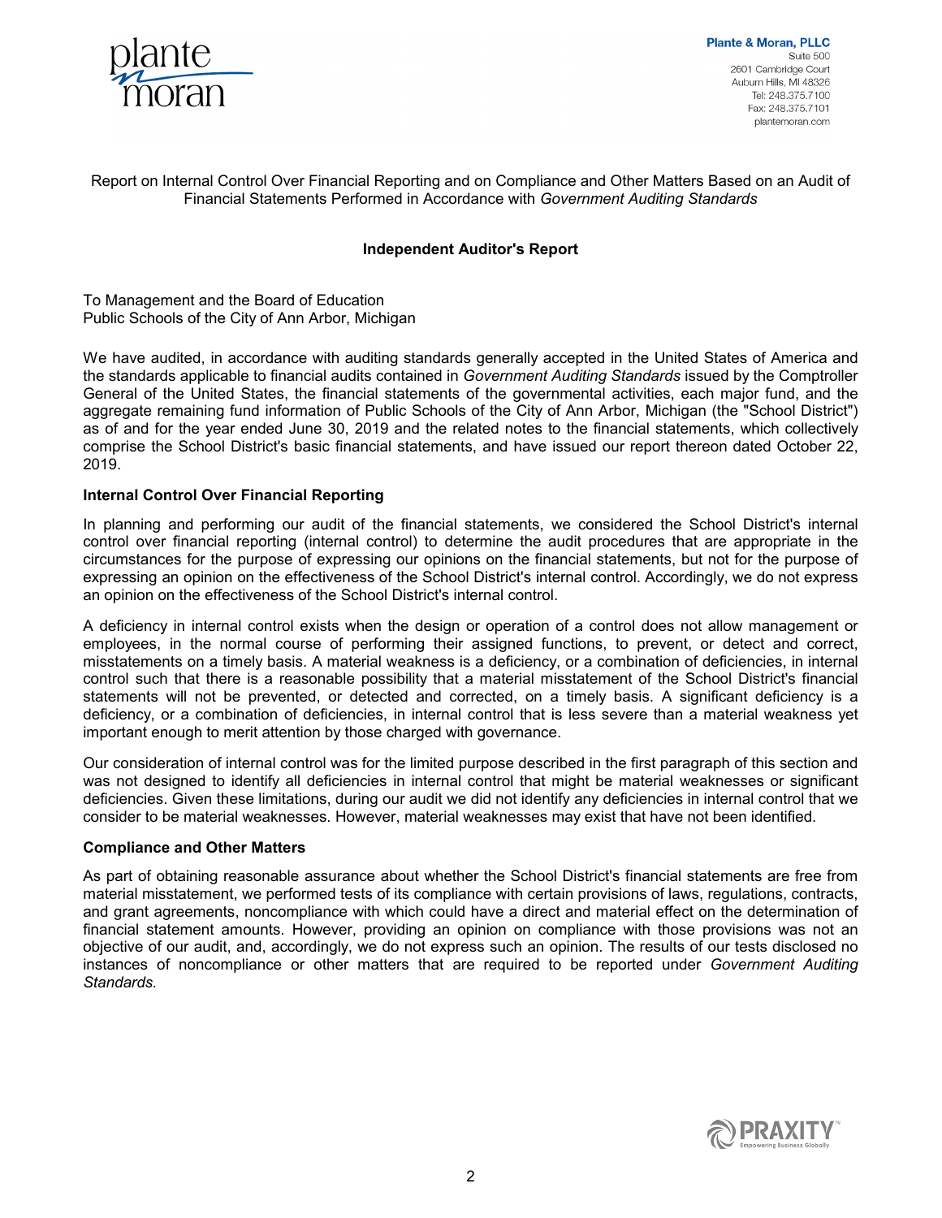Plante & Moran, PLLC
Suite 500
2601 Cambridge Court
Auburn Hills, MI 48326
Tel: 248.375.7100
Fax: 248.375.7101
plantemoran.com

Report on Internal Control Over Financial Reporting and on Compliance and Other Matters Based on an Audit of Financial Statements Performed in Accordance with *Government Auditing Standards*

## Independent Auditor's Report

To Management and the Board of Education
Public Schools of the City of Ann Arbor, Michigan

We have audited, in accordance with auditing standards generally accepted in the United States of America and the standards applicable to financial audits contained in *Government Auditing Standards* issued by the Comptroller General of the United States, the financial statements of the governmental activities, each major fund, and the aggregate remaining fund information of Public Schools of the City of Ann Arbor, Michigan (the "School District") as of and for the year ended June 30, 2019 and the related notes to the financial statements, which collectively comprise the School District's basic financial statements, and have issued our report thereon dated October 22, 2019.

### Internal Control Over Financial Reporting

In planning and performing our audit of the financial statements, we considered the School District's internal control over financial reporting (internal control) to determine the audit procedures that are appropriate in the circumstances for the purpose of expressing our opinions on the financial statements, but not for the purpose of expressing an opinion on the effectiveness of the School District's internal control. Accordingly, we do not express an opinion on the effectiveness of the School District's internal control.

A deficiency in internal control exists when the design or operation of a control does not allow management or employees, in the normal course of performing their assigned functions, to prevent, or detect and correct, misstatements on a timely basis. A material weakness is a deficiency, or a combination of deficiencies, in internal control such that there is a reasonable possibility that a material misstatement of the School District's financial statements will not be prevented, or detected and corrected, on a timely basis. A significant deficiency is a deficiency, or a combination of deficiencies, in internal control that is less severe than a material weakness yet important enough to merit attention by those charged with governance.

Our consideration of internal control was for the limited purpose described in the first paragraph of this section and was not designed to identify all deficiencies in internal control that might be material weaknesses or significant deficiencies. Given these limitations, during our audit we did not identify any deficiencies in internal control that we consider to be material weaknesses. However, material weaknesses may exist that have not been identified.

### Compliance and Other Matters

As part of obtaining reasonable assurance about whether the School District's financial statements are free from material misstatement, we performed tests of its compliance with certain provisions of laws, regulations, contracts, and grant agreements, noncompliance with which could have a direct and material effect on the determination of financial statement amounts. However, providing an opinion on compliance with those provisions was not an objective of our audit, and, accordingly, we do not express such an opinion. The results of our tests disclosed no instances of noncompliance or other matters that are required to be reported under *Government Auditing Standards.*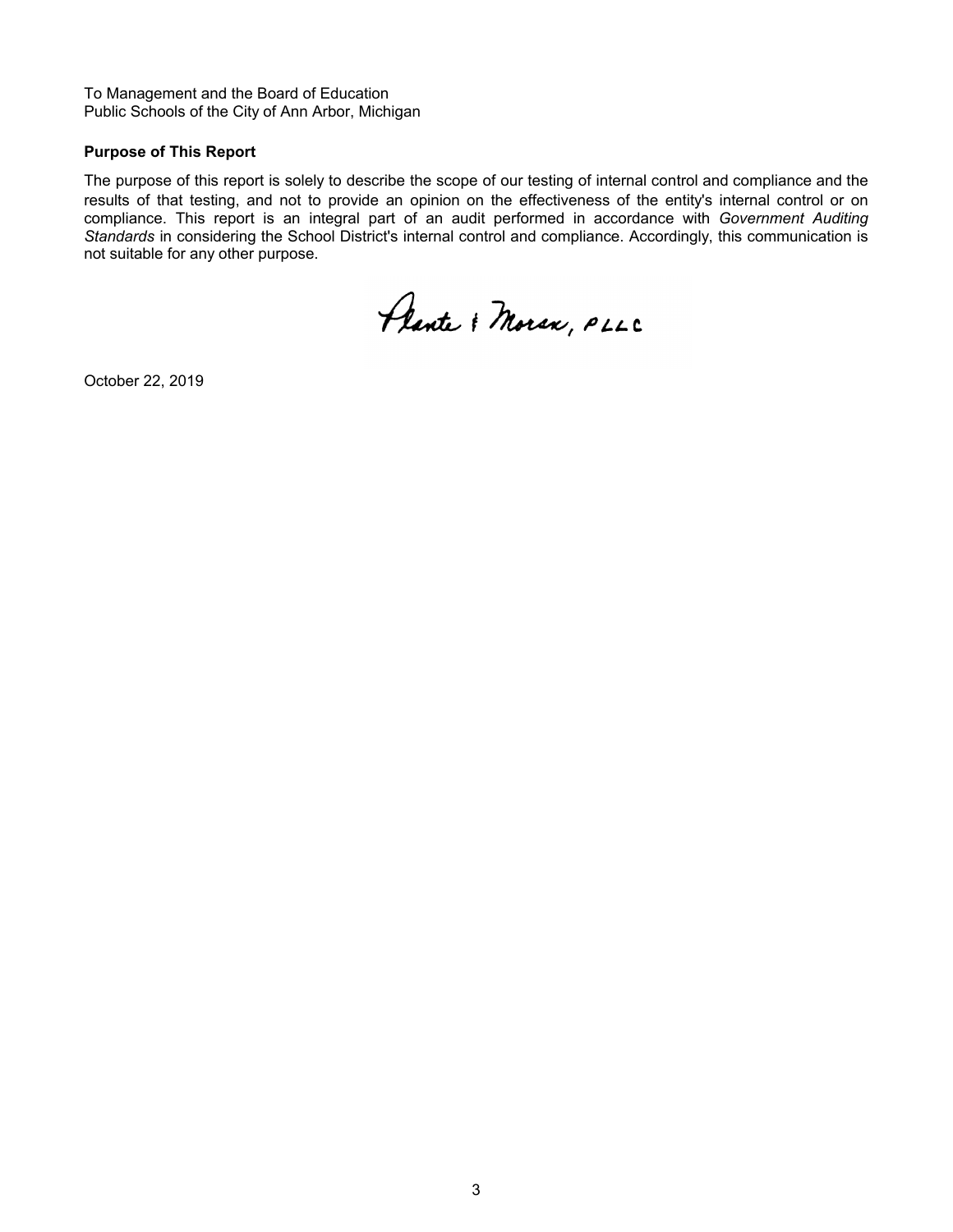To Management and the Board of Education
Public Schools of the City of Ann Arbor, Michigan

**Purpose of This Report**

The purpose of this report is solely to describe the scope of our testing of internal control and compliance and the results of that testing, and not to provide an opinion on the effectiveness of the entity's internal control or on compliance. This report is an integral part of an audit performed in accordance with *Government Auditing Standards* in considering the School District's internal control and compliance. Accordingly, this communication is not suitable for any other purpose.

Plante & Moran, PLLC

October 22, 2019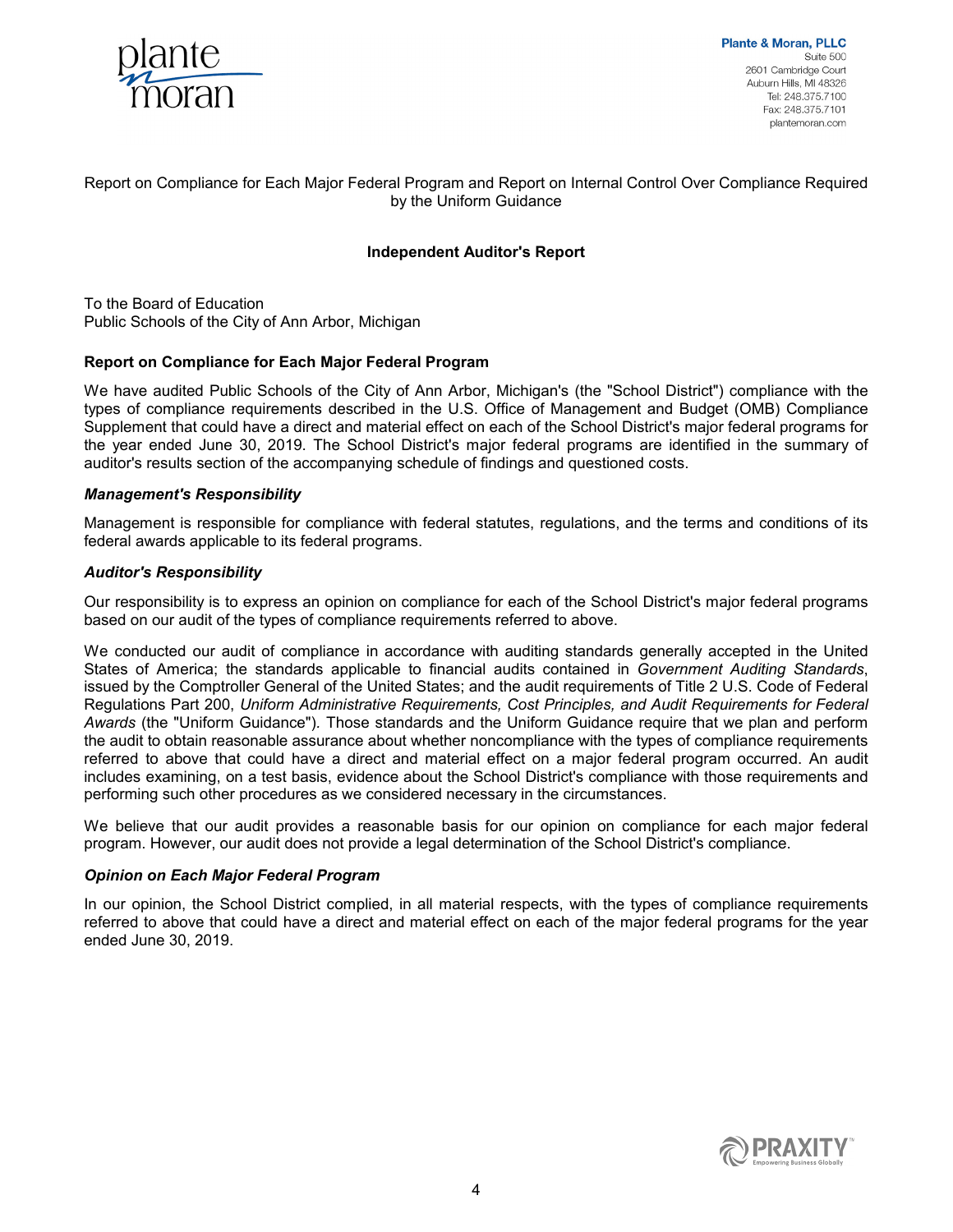Plante & Moran, PLLC
Suite 500
2601 Cambridge Court
Auburn Hills, MI 48326
Tel: 248.375.7100
Fax: 248.375.7101
plantemoran.com

Report on Compliance for Each Major Federal Program and Report on Internal Control Over Compliance Required by the Uniform Guidance

## Independent Auditor's Report

To the Board of Education
Public Schools of the City of Ann Arbor, Michigan

### Report on Compliance for Each Major Federal Program

We have audited Public Schools of the City of Ann Arbor, Michigan's (the "School District") compliance with the types of compliance requirements described in the U.S. Office of Management and Budget (OMB) Compliance Supplement that could have a direct and material effect on each of the School District's major federal programs for the year ended June 30, 2019. The School District's major federal programs are identified in the summary of auditor's results section of the accompanying schedule of findings and questioned costs.

#### *Management's Responsibility*

Management is responsible for compliance with federal statutes, regulations, and the terms and conditions of its federal awards applicable to its federal programs.

#### *Auditor's Responsibility*

Our responsibility is to express an opinion on compliance for each of the School District's major federal programs based on our audit of the types of compliance requirements referred to above.

We conducted our audit of compliance in accordance with auditing standards generally accepted in the United States of America; the standards applicable to financial audits contained in *Government Auditing Standards*, issued by the Comptroller General of the United States; and the audit requirements of Title 2 U.S. Code of Federal Regulations Part 200, *Uniform Administrative Requirements, Cost Principles, and Audit Requirements for Federal Awards* (the "Uniform Guidance"). Those standards and the Uniform Guidance require that we plan and perform the audit to obtain reasonable assurance about whether noncompliance with the types of compliance requirements referred to above that could have a direct and material effect on a major federal program occurred. An audit includes examining, on a test basis, evidence about the School District's compliance with those requirements and performing such other procedures as we considered necessary in the circumstances.

We believe that our audit provides a reasonable basis for our opinion on compliance for each major federal program. However, our audit does not provide a legal determination of the School District's compliance.

#### *Opinion on Each Major Federal Program*

In our opinion, the School District complied, in all material respects, with the types of compliance requirements referred to above that could have a direct and material effect on each of the major federal programs for the year ended June 30, 2019.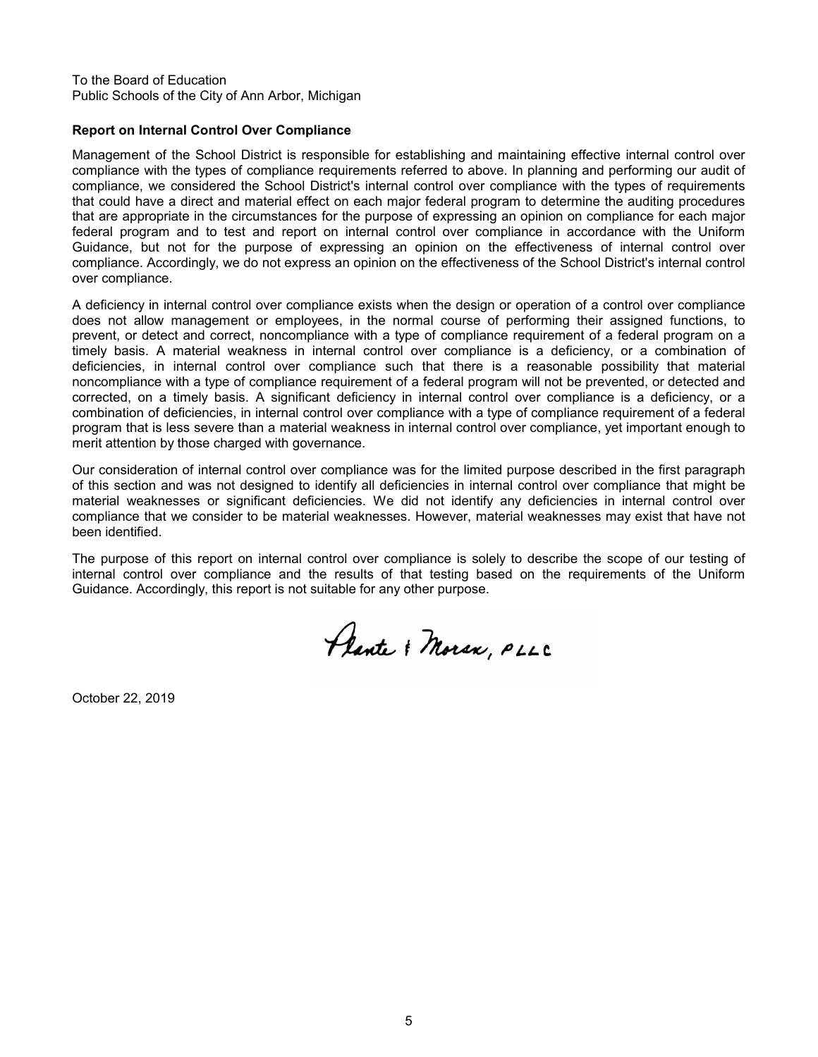To the Board of Education
Public Schools of the City of Ann Arbor, Michigan

**Report on Internal Control Over Compliance**

Management of the School District is responsible for establishing and maintaining effective internal control over compliance with the types of compliance requirements referred to above. In planning and performing our audit of compliance, we considered the School District's internal control over compliance with the types of requirements that could have a direct and material effect on each major federal program to determine the auditing procedures that are appropriate in the circumstances for the purpose of expressing an opinion on compliance for each major federal program and to test and report on internal control over compliance in accordance with the Uniform Guidance, but not for the purpose of expressing an opinion on the effectiveness of internal control over compliance. Accordingly, we do not express an opinion on the effectiveness of the School District's internal control over compliance.

A deficiency in internal control over compliance exists when the design or operation of a control over compliance does not allow management or employees, in the normal course of performing their assigned functions, to prevent, or detect and correct, noncompliance with a type of compliance requirement of a federal program on a timely basis. A material weakness in internal control over compliance is a deficiency, or a combination of deficiencies, in internal control over compliance such that there is a reasonable possibility that material noncompliance with a type of compliance requirement of a federal program will not be prevented, or detected and corrected, on a timely basis. A significant deficiency in internal control over compliance is a deficiency, or a combination of deficiencies, in internal control over compliance with a type of compliance requirement of a federal program that is less severe than a material weakness in internal control over compliance, yet important enough to merit attention by those charged with governance.

Our consideration of internal control over compliance was for the limited purpose described in the first paragraph of this section and was not designed to identify all deficiencies in internal control over compliance that might be material weaknesses or significant deficiencies. We did not identify any deficiencies in internal control over compliance that we consider to be material weaknesses. However, material weaknesses may exist that have not been identified.

The purpose of this report on internal control over compliance is solely to describe the scope of our testing of internal control over compliance and the results of that testing based on the requirements of the Uniform Guidance. Accordingly, this report is not suitable for any other purpose.

Plante & Moran, PLLC

October 22, 2019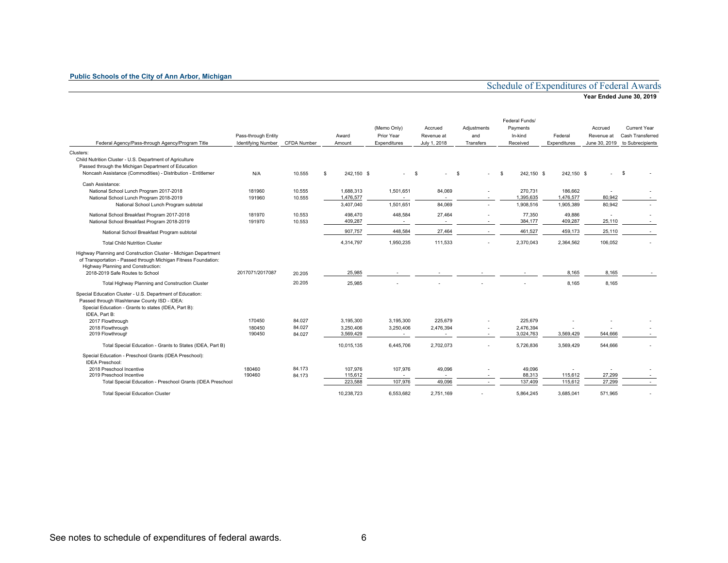**Public Schools of the City of Ann Arbor, Michigan**

## Schedule of Expenditures of Federal Awards

**Year Ended June 30, 2019**

| Federal Agency/Pass-through Agency/Program Title | Pass-through Entity Identifying Number | CFDA Number | Award Amount | (Memo Only) Prior Year Expenditures | Accrued Revenue at July 1, 2018 | Adjustments and Transfers | Federal Funds/ Payments In-kind Received | Federal Expenditures | Accrued Revenue at June 30, 2019 | Current Year Cash Transferred to Subrecipients |
|---|---|---|---|---|---|---|---|---|---|---|
| Clusters: | | | | | | | | | | |
| Child Nutrition Cluster - U.S. Department of Agriculture | | | | | | | | | | |
| Passed through the Michigan Department of Education | | | | | | | | | | |
| Noncash Assistance (Commodities) - Distribution - Entitlemer | N/A | 10.555 | $ 242,150 | $ - | $ - | $ - | $ 242,150 | $ 242,150 | $ - | $ - |
| Cash Assistance: | | | | | | | | | | |
| National School Lunch Program 2017-2018 | 181960 | 10.555 | 1,688,313 | 1,501,651 | 84,069 | - | 270,731 | 186,662 | - | - |
| National School Lunch Program 2018-2019 | 191960 | 10.555 | 1,476,577 | - | - | - | 1,395,635 | 1,476,577 | 80,942 | - |
| National School Lunch Program subtotal | | | 3,407,040 | 1,501,651 | 84,069 | - | 1,908,516 | 1,905,389 | 80,942 | - |
| National School Breakfast Program 2017-2018 | 181970 | 10.553 | 498,470 | 448,584 | 27,464 | - | 77,350 | 49,886 | - | - |
| National School Breakfast Program 2018-2019 | 191970 | 10.553 | 409,287 | - | - | - | 384,177 | 409,287 | 25,110 | - |
| National School Breakfast Program subtotal | | | 907,757 | 448,584 | 27,464 | - | 461,527 | 459,173 | 25,110 | - |
| Total Child Nutrition Cluster | | | 4,314,797 | 1,950,235 | 111,533 | - | 2,370,043 | 2,364,562 | 106,052 | - |
| Highway Planning and Construction Cluster - Michigan Department of Transportation - Passed through Michigan Fitness Foundation: | | | | | | | | | | |
| Highway Planning and Construction: | | | | | | | | | | |
| 2018-2019 Safe Routes to School | 2017071/2017087 | 20.205 | 25,985 | - | - | - | - | 8,165 | 8,165 | - |
| Total Highway Planning and Construction Cluster | | 20.205 | 25,985 | - | - | - | - | 8,165 | 8,165 | |
| Special Education Cluster - U.S. Department of Education: | | | | | | | | | | |
| Passed through Washtenaw County ISD - IDEA: | | | | | | | | | | |
| Special Education - Grants to states (IDEA, Part B): | | | | | | | | | | |
| IDEA, Part B: | | | | | | | | | | |
| 2017 Flowthrough | 170450 | 84.027 | 3,195,300 | 3,195,300 | 225,679 | - | 225,679 | - | - | - |
| 2018 Flowthrough | 180450 | 84.027 | 3,250,406 | 3,250,406 | 2,476,394 | - | 2,476,394 | - | - | - |
| 2019 Flowthrough | 190450 | 84.027 | 3,569,429 | - | - | - | 3,024,763 | 3,569,429 | 544,666 | - |
| Total Special Education - Grants to States (IDEA, Part B) | | | 10,015,135 | 6,445,706 | 2,702,073 | - | 5,726,836 | 3,569,429 | 544,666 | - |
| Special Education - Preschool Grants (IDEA Preschool): | | | | | | | | | | |
| IDEA Preschool: | | | | | | | | | | |
| 2018 Preschool Incentive | 180460 | 84.173 | 107,976 | 107,976 | 49,096 | - | 49,096 | - | - | - |
| 2019 Preschool Incentive | 190460 | 84.173 | 115,612 | - | - | - | 88,313 | 115,612 | 27,299 | - |
| Total Special Education - Preschool Grants (IDEA Preschool | | | 223,588 | 107,976 | 49,096 | - | 137,409 | 115,612 | 27,299 | - |
| Total Special Education Cluster | | | 10,238,723 | 6,553,682 | 2,751,169 | - | 5,864,245 | 3,685,041 | 571,965 | - |

See notes to schedule of expenditures of federal awards.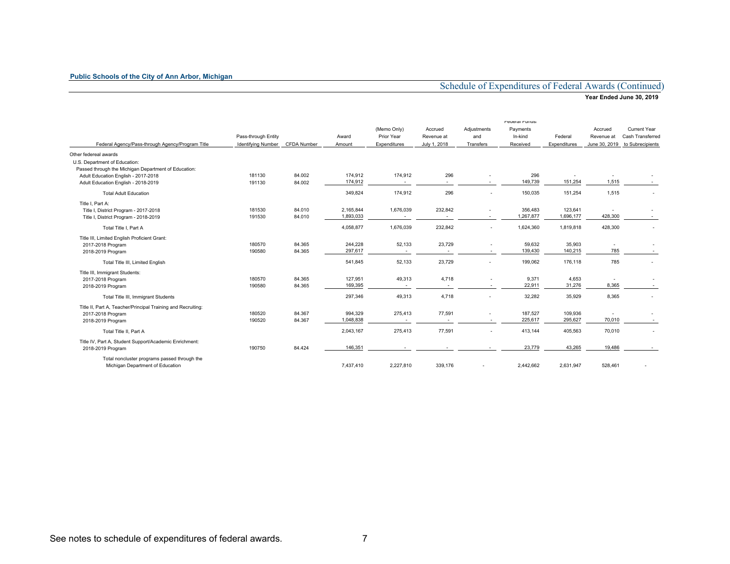**Public Schools of the City of Ann Arbor, Michigan**

# Schedule of Expenditures of Federal Awards (Continued)

**Year Ended June 30, 2019**

| Federal Agency/Pass-through Agency/Program Title | Pass-through Entity Identifying Number | CFDA Number | Award Amount | (Memo Only) Prior Year Expenditures | Accrued Revenue at July 1, 2018 | Adjustments and Transfers | Federal Funds/ Payments In-kind Received | Federal Expenditures | Accrued Revenue at June 30, 2019 | Current Year Cash Transferred to Subrecipients |
|---|---|---|---|---|---|---|---|---|---|---|
| Other federeal awards | | | | | | | | | | |
| U.S. Department of Education: | | | | | | | | | | |
| Passed through the Michigan Department of Education: | | | | | | | | | | |
| Adult Education English - 2017-2018 | 181130 | 84.002 | 174,912 | 174,912 | 296 | - | 296 | - | - | - |
| Adult Education English - 2018-2019 | 191130 | 84.002 | 174,912 | - | - | - | 149,739 | 151,254 | 1,515 | - |
| Total Adult Education | | | 349,824 | 174,912 | 296 | - | 150,035 | 151,254 | 1,515 | - |
| Title I, Part A: | | | | | | | | | | |
| Title I, District Program - 2017-2018 | 181530 | 84.010 | 2,165,844 | 1,676,039 | 232,842 | - | 356,483 | 123,641 | - | - |
| Title I, District Program - 2018-2019 | 191530 | 84.010 | 1,893,033 | - | - | - | 1,267,877 | 1,696,177 | 428,300 | - |
| Total Title I, Part A | | | 4,058,877 | 1,676,039 | 232,842 | - | 1,624,360 | 1,819,818 | 428,300 | - |
| Title III, Limited English Proficient Grant: | | | | | | | | | | |
| 2017-2018 Program | 180570 | 84.365 | 244,228 | 52,133 | 23,729 | - | 59,632 | 35,903 | - | - |
| 2018-2019 Program | 190580 | 84.365 | 297,617 | - | - | - | 139,430 | 140,215 | 785 | - |
| Total Title III, Limited English | | | 541,845 | 52,133 | 23,729 | - | 199,062 | 176,118 | 785 | - |
| Title III, Immigrant Students: | | | | | | | | | | |
| 2017-2018 Program | 180570 | 84.365 | 127,951 | 49,313 | 4,718 | - | 9,371 | 4,653 | - | - |
| 2018-2019 Program | 190580 | 84.365 | 169,395 | - | - | - | 22,911 | 31,276 | 8,365 | - |
| Total Title III, Immigrant Students | | | 297,346 | 49,313 | 4,718 | - | 32,282 | 35,929 | 8,365 | - |
| Title II, Part A, Teacher/Principal Training and Recruiting: | | | | | | | | | | |
| 2017-2018 Program | 180520 | 84.367 | 994,329 | 275,413 | 77,591 | - | 187,527 | 109,936 | - | - |
| 2018-2019 Program | 190520 | 84.367 | 1,048,838 | - | - | - | 225,617 | 295,627 | 70,010 | - |
| Total Title II, Part A | | | 2,043,167 | 275,413 | 77,591 | - | 413,144 | 405,563 | 70,010 | - |
| Title IV, Part A, Student Support/Academic Enrichment: | | | | | | | | | | |
| 2018-2019 Program | 190750 | 84.424 | 146,351 | - | - | - | 23,779 | 43,265 | 19,486 | - |
| Total noncluster programs passed through the Michigan Department of Education | | | 7,437,410 | 2,227,810 | 339,176 | - | 2,442,662 | 2,631,947 | 528,461 | - |

See notes to schedule of expenditures of federal awards.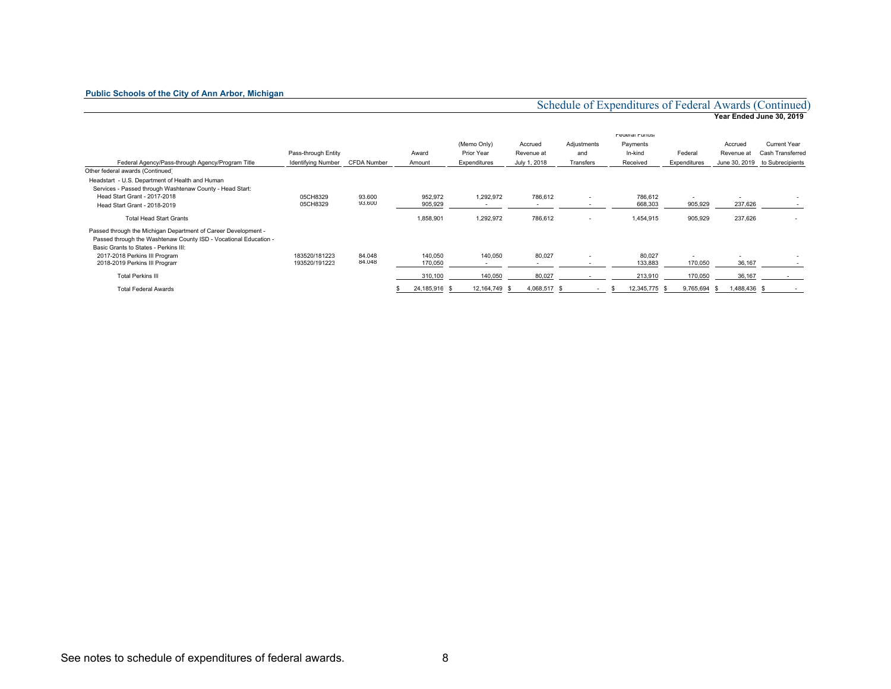**Public Schools of the City of Ann Arbor, Michigan**

## Schedule of Expenditures of Federal Awards (Continued)

**Year Ended June 30, 2019**

| Federal Agency/Pass-through Agency/Program Title | Pass-through Entity Identifying Number | CFDA Number | Award Amount | (Memo Only) Prior Year Expenditures | Accrued Revenue at July 1, 2018 | Adjustments and Transfers | Federal Funds/ Payments In-kind Received | Federal Expenditures | Accrued Revenue at June 30, 2019 | Current Year Cash Transferred to Subrecipients |
|---|---|---|---|---|---|---|---|---|---|---|
| Other federal awards (Continued) | | | | | | | | | | |
| Headstart - U.S. Department of Health and Human Services - Passed through Washtenaw County - Head Start: | | | | | | | | | | |
| Head Start Grant - 2017-2018 | 05CH8329 | 93.600 | 952,972 | 1,292,972 | 786,612 | - | 786,612 | - | - | - |
| Head Start Grant - 2018-2019 | 05CH8329 | 93.600 | 905,929 | - | - | - | 668,303 | 905,929 | 237,626 | - |
| Total Head Start Grants | | | 1,858,901 | 1,292,972 | 786,612 | - | 1,454,915 | 905,929 | 237,626 | - |
| Passed through the Michigan Department of Career Development - Passed through the Washtenaw County ISD - Vocational Education - Basic Grants to States - Perkins III: | | | | | | | | | | |
| 2017-2018 Perkins III Program | 183520/181223 | 84.048 | 140,050 | 140,050 | 80,027 | - | 80,027 | - | - | - |
| 2018-2019 Perkins III Program | 193520/191223 | 84.048 | 170,050 | - | - | - | 133,883 | 170,050 | 36,167 | - |
| Total Perkins III | | | 310,100 | 140,050 | 80,027 | - | 213,910 | 170,050 | 36,167 | - |
| Total Federal Awards | | | $ 24,185,916 | $ 12,164,749 | $ 4,068,517 | $ - | $ 12,345,775 | $ 9,765,694 | $ 1,488,436 | $ - |

See notes to schedule of expenditures of federal awards.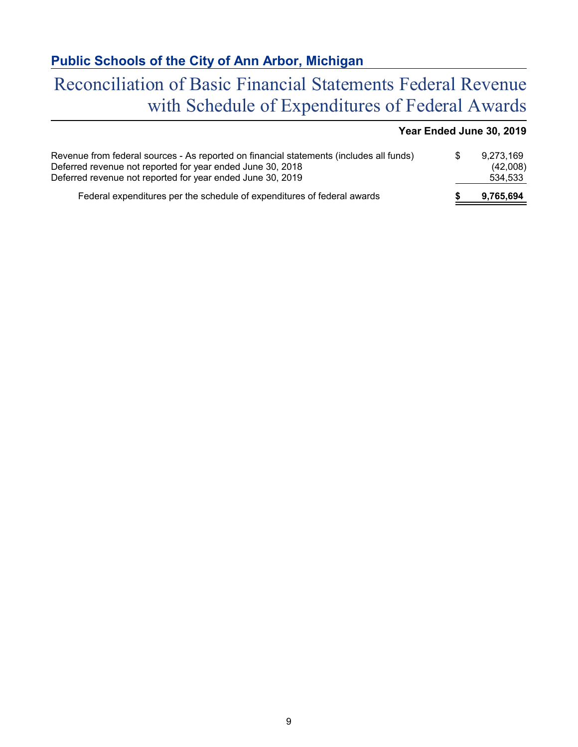## Public Schools of the City of Ann Arbor, Michigan

# Reconciliation of Basic Financial Statements Federal Revenue with Schedule of Expenditures of Federal Awards

**Year Ended June 30, 2019**

| | | |
|---|---|---|
| Revenue from federal sources - As reported on financial statements (includes all funds) | $ | 9,273,169 |
| Deferred revenue not reported for year ended June 30, 2018 | | (42,008) |
| Deferred revenue not reported for year ended June 30, 2019 | | 534,533 |
| Federal expenditures per the schedule of expenditures of federal awards | **$** | **9,765,694** |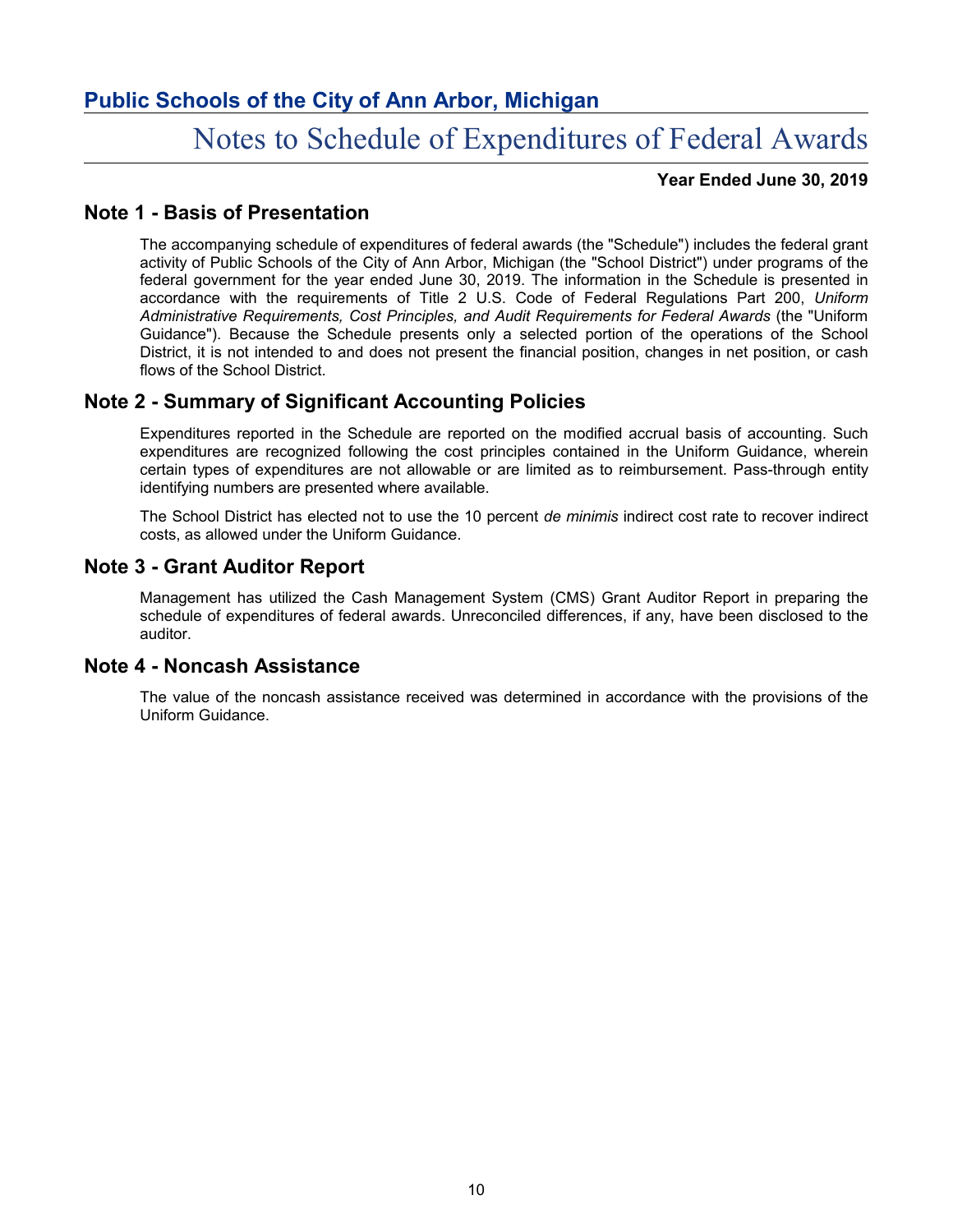# Public Schools of the City of Ann Arbor, Michigan

## Notes to Schedule of Expenditures of Federal Awards

**Year Ended June 30, 2019**

## Note 1 - Basis of Presentation

The accompanying schedule of expenditures of federal awards (the "Schedule") includes the federal grant activity of Public Schools of the City of Ann Arbor, Michigan (the "School District") under programs of the federal government for the year ended June 30, 2019. The information in the Schedule is presented in accordance with the requirements of Title 2 U.S. Code of Federal Regulations Part 200, *Uniform Administrative Requirements, Cost Principles, and Audit Requirements for Federal Awards* (the "Uniform Guidance"). Because the Schedule presents only a selected portion of the operations of the School District, it is not intended to and does not present the financial position, changes in net position, or cash flows of the School District.

## Note 2 - Summary of Significant Accounting Policies

Expenditures reported in the Schedule are reported on the modified accrual basis of accounting. Such expenditures are recognized following the cost principles contained in the Uniform Guidance, wherein certain types of expenditures are not allowable or are limited as to reimbursement. Pass-through entity identifying numbers are presented where available.

The School District has elected not to use the 10 percent *de minimis* indirect cost rate to recover indirect costs, as allowed under the Uniform Guidance.

## Note 3 - Grant Auditor Report

Management has utilized the Cash Management System (CMS) Grant Auditor Report in preparing the schedule of expenditures of federal awards. Unreconciled differences, if any, have been disclosed to the auditor.

## Note 4 - Noncash Assistance

The value of the noncash assistance received was determined in accordance with the provisions of the Uniform Guidance.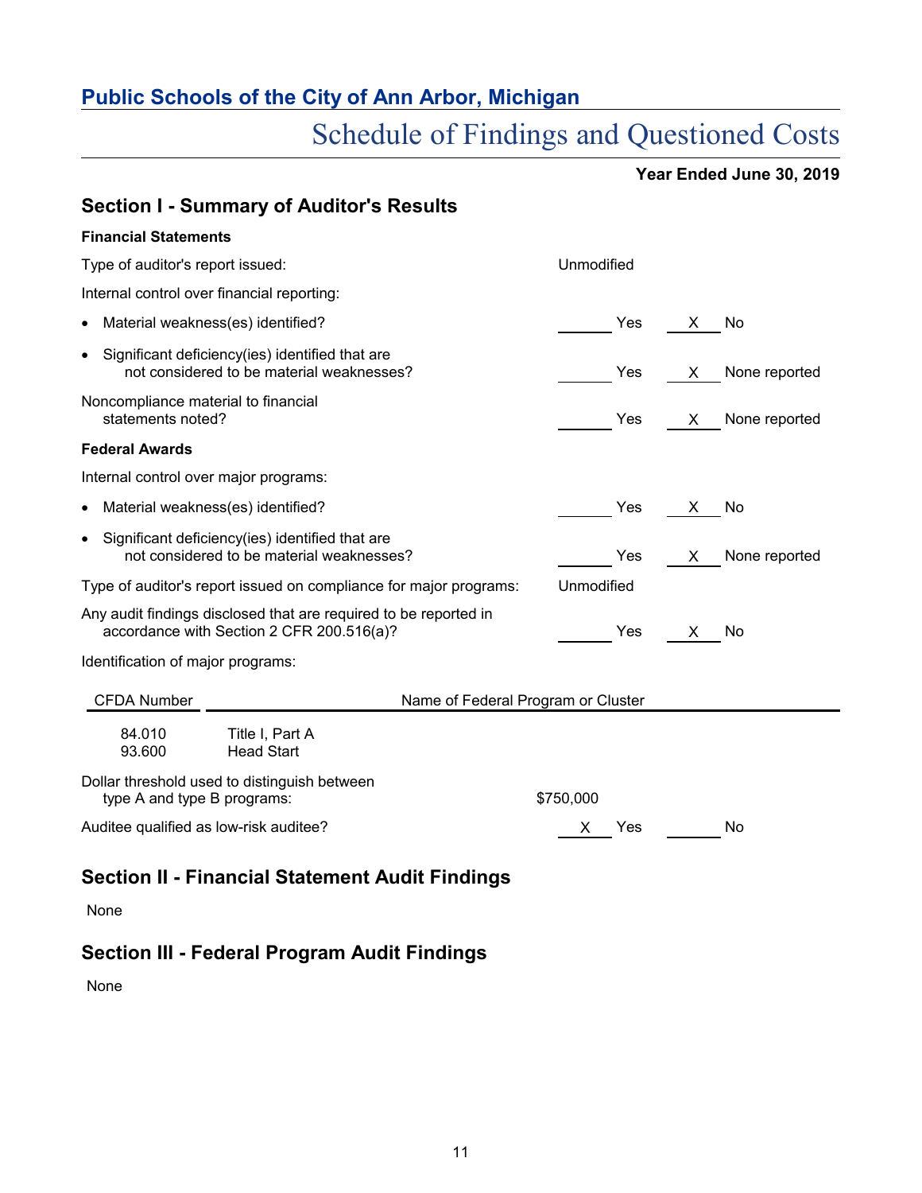# Public Schools of the City of Ann Arbor, Michigan

## Schedule of Findings and Questioned Costs

**Year Ended June 30, 2019**

## Section I - Summary of Auditor's Results

**Financial Statements**

Type of auditor's report issued: Unmodified

Internal control over financial reporting:

| | | |
|---|---|---|
| • Material weakness(es) identified? | ____ Yes | X No |
| • Significant deficiency(ies) identified that are not considered to be material weaknesses? | ____ Yes | X None reported |
| Noncompliance material to financial statements noted? | ____ Yes | X None reported |

**Federal Awards**

Internal control over major programs:

| | | |
|---|---|---|
| • Material weakness(es) identified? | ____ Yes | X No |
| • Significant deficiency(ies) identified that are not considered to be material weaknesses? | ____ Yes | X None reported |

Type of auditor's report issued on compliance for major programs: Unmodified

| | | |
|---|---|---|
| Any audit findings disclosed that are required to be reported in accordance with Section 2 CFR 200.516(a)? | ____ Yes | X No |

Identification of major programs:

| CFDA Number | Name of Federal Program or Cluster |
|---|---|
| 84.010 | Title I, Part A |
| 93.600 | Head Start |

Dollar threshold used to distinguish between type A and type B programs: $750,000

| | | |
|---|---|---|
| Auditee qualified as low-risk auditee? | X Yes | ____ No |

## Section II - Financial Statement Audit Findings

None

## Section III - Federal Program Audit Findings

None